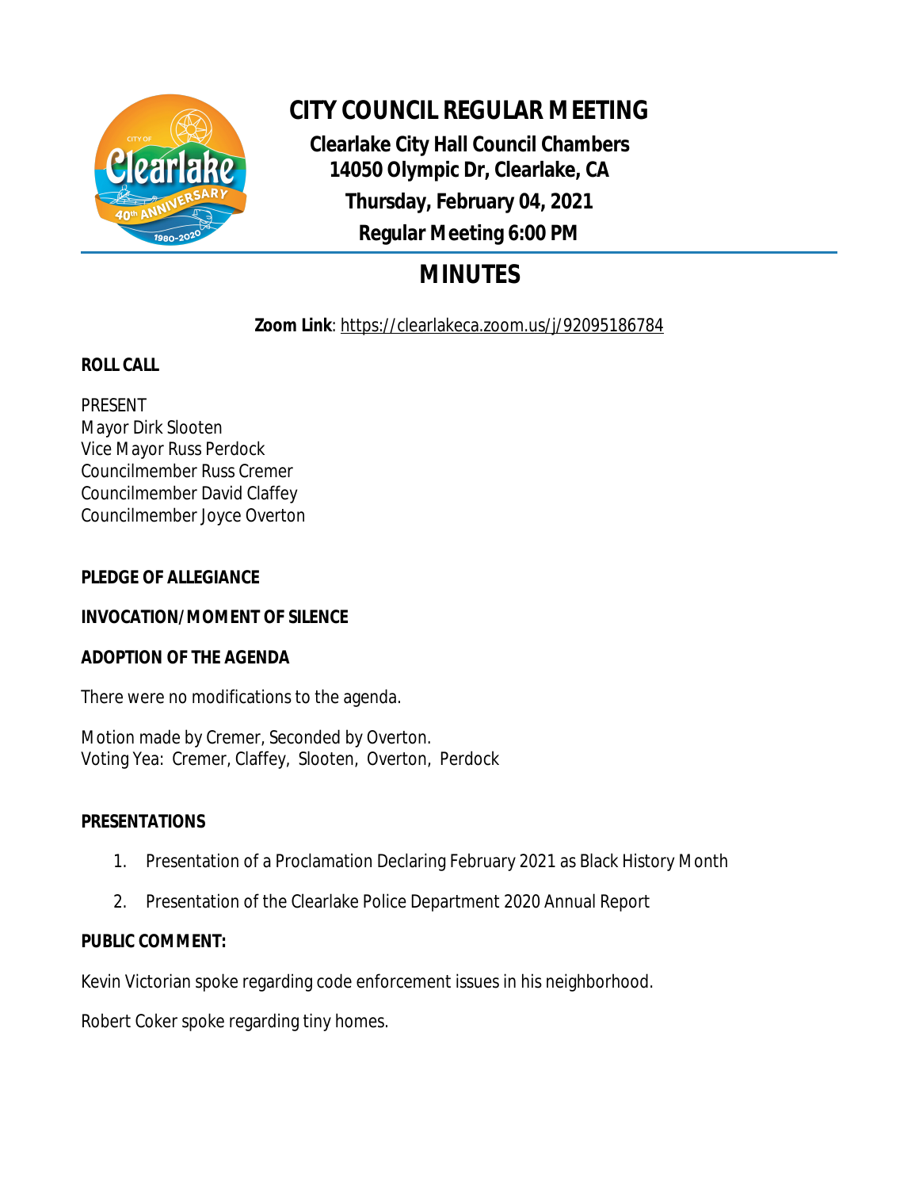# CITY COUNCIL REGULAR MEETING

**Clearlake City Hall Council Chambers**
**14050 Olympic Dr, Clearlake, CA**
**Thursday, February 04, 2021**
**Regular Meeting 6:00 PM**

## MINUTES

**Zoom Link**: https://clearlakeca.zoom.us/j/92095186784

**ROLL CALL**

PRESENT
Mayor Dirk Slooten
Vice Mayor Russ Perdock
Councilmember Russ Cremer
Councilmember David Claffey
Councilmember Joyce Overton

**PLEDGE OF ALLEGIANCE**

**INVOCATION/MOMENT OF SILENCE**

**ADOPTION OF THE AGENDA**

There were no modifications to the agenda.

Motion made by Cremer, Seconded by Overton.
Voting Yea: Cremer, Claffey, Slooten, Overton, Perdock

**PRESENTATIONS**

1. Presentation of a Proclamation Declaring February 2021 as Black History Month
2. Presentation of the Clearlake Police Department 2020 Annual Report

**PUBLIC COMMENT:**

Kevin Victorian spoke regarding code enforcement issues in his neighborhood.

Robert Coker spoke regarding tiny homes.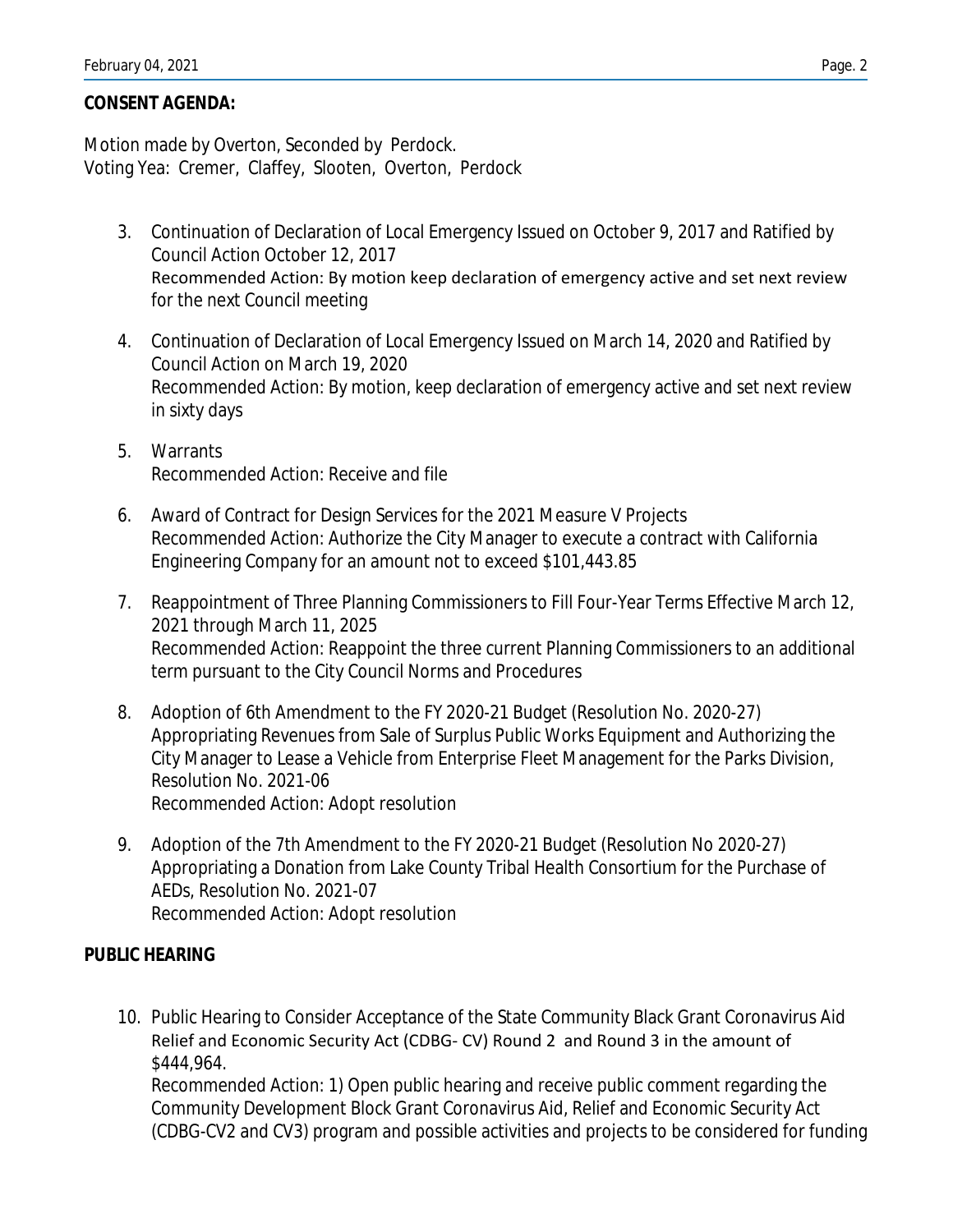**CONSENT AGENDA:**

Motion made by Overton, Seconded by Perdock.
Voting Yea: Cremer, Claffey, Slooten, Overton, Perdock

3. Continuation of Declaration of Local Emergency Issued on October 9, 2017 and Ratified by Council Action October 12, 2017
   Recommended Action: By motion keep declaration of emergency active and set next review for the next Council meeting

4. Continuation of Declaration of Local Emergency Issued on March 14, 2020 and Ratified by Council Action on March 19, 2020
   Recommended Action: By motion, keep declaration of emergency active and set next review in sixty days

5. Warrants
   Recommended Action: Receive and file

6. Award of Contract for Design Services for the 2021 Measure V Projects
   Recommended Action: Authorize the City Manager to execute a contract with California Engineering Company for an amount not to exceed $101,443.85

7. Reappointment of Three Planning Commissioners to Fill Four-Year Terms Effective March 12, 2021 through March 11, 2025
   Recommended Action: Reappoint the three current Planning Commissioners to an additional term pursuant to the City Council Norms and Procedures

8. Adoption of 6th Amendment to the FY 2020-21 Budget (Resolution No. 2020-27) Appropriating Revenues from Sale of Surplus Public Works Equipment and Authorizing the City Manager to Lease a Vehicle from Enterprise Fleet Management for the Parks Division, Resolution No. 2021-06
   Recommended Action: Adopt resolution

9. Adoption of the 7th Amendment to the FY 2020-21 Budget (Resolution No 2020-27) Appropriating a Donation from Lake County Tribal Health Consortium for the Purchase of AEDs, Resolution No. 2021-07
   Recommended Action: Adopt resolution

**PUBLIC HEARING**

10. Public Hearing to Consider Acceptance of the State Community Black Grant Coronavirus Aid Relief and Economic Security Act (CDBG- CV) Round 2 and Round 3 in the amount of $444,964.
    Recommended Action: 1) Open public hearing and receive public comment regarding the Community Development Block Grant Coronavirus Aid, Relief and Economic Security Act (CDBG-CV2 and CV3) program and possible activities and projects to be considered for funding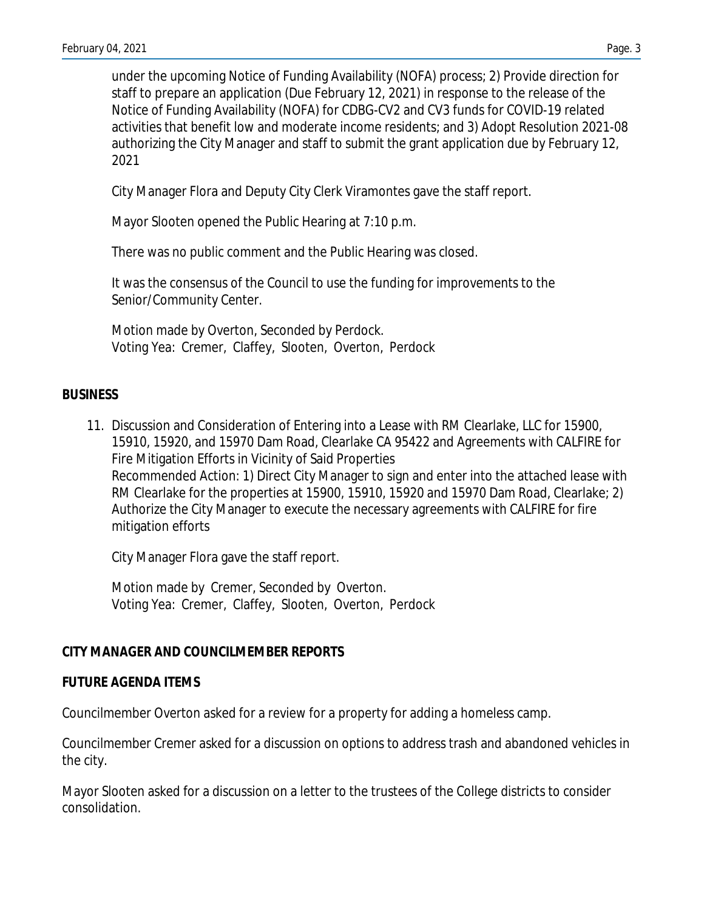under the upcoming Notice of Funding Availability (NOFA) process; 2) Provide direction for staff to prepare an application (Due February 12, 2021) in response to the release of the Notice of Funding Availability (NOFA) for CDBG-CV2 and CV3 funds for COVID-19 related activities that benefit low and moderate income residents; and 3) Adopt Resolution 2021-08 authorizing the City Manager and staff to submit the grant application due by February 12, 2021

City Manager Flora and Deputy City Clerk Viramontes gave the staff report.

Mayor Slooten opened the Public Hearing at 7:10 p.m.

There was no public comment and the Public Hearing was closed.

It was the consensus of the Council to use the funding for improvements to the Senior/Community Center.

Motion made by Overton, Seconded by Perdock.
Voting Yea: Cremer, Claffey, Slooten, Overton, Perdock

**BUSINESS**

11. Discussion and Consideration of Entering into a Lease with RM Clearlake, LLC for 15900, 15910, 15920, and 15970 Dam Road, Clearlake CA 95422 and Agreements with CALFIRE for Fire Mitigation Efforts in Vicinity of Said Properties
Recommended Action: 1) Direct City Manager to sign and enter into the attached lease with RM Clearlake for the properties at 15900, 15910, 15920 and 15970 Dam Road, Clearlake; 2) Authorize the City Manager to execute the necessary agreements with CALFIRE for fire mitigation efforts

    City Manager Flora gave the staff report.

    Motion made by Cremer, Seconded by Overton.
    Voting Yea: Cremer, Claffey, Slooten, Overton, Perdock

**CITY MANAGER AND COUNCILMEMBER REPORTS**

**FUTURE AGENDA ITEMS**

Councilmember Overton asked for a review for a property for adding a homeless camp.

Councilmember Cremer asked for a discussion on options to address trash and abandoned vehicles in the city.

Mayor Slooten asked for a discussion on a letter to the trustees of the College districts to consider consolidation.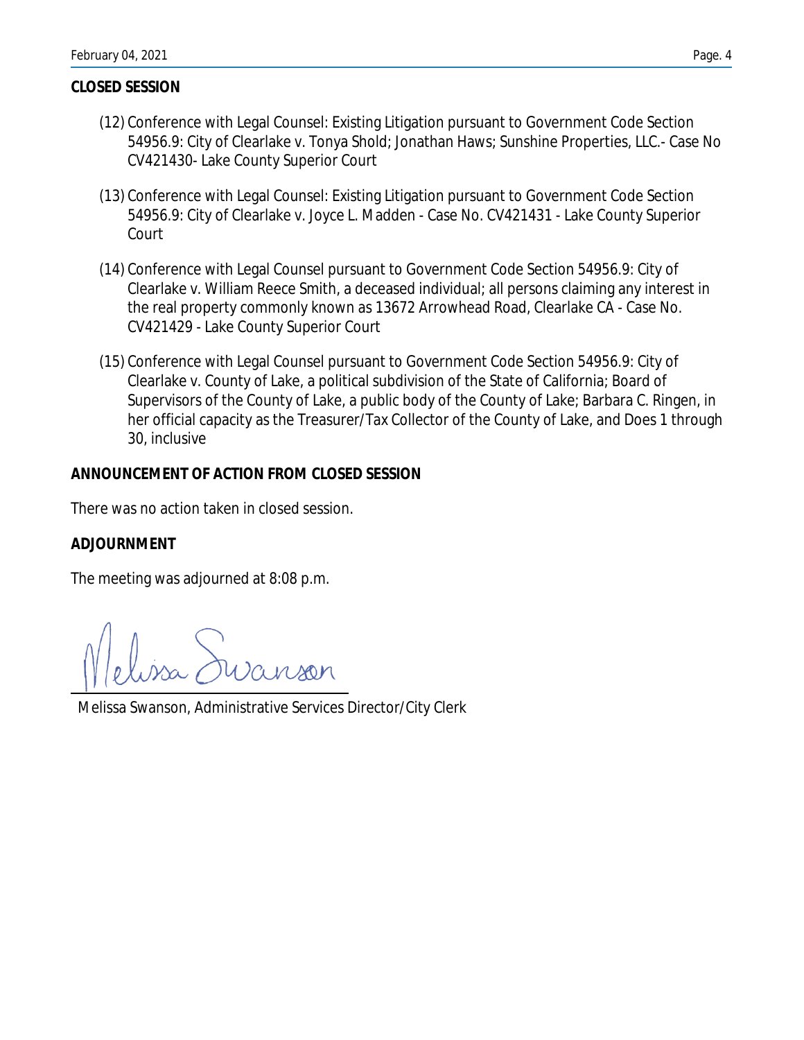**CLOSED SESSION**

(12) Conference with Legal Counsel: Existing Litigation pursuant to Government Code Section 54956.9: City of Clearlake v. Tonya Shold; Jonathan Haws; Sunshine Properties, LLC.- Case No CV421430- Lake County Superior Court

(13) Conference with Legal Counsel: Existing Litigation pursuant to Government Code Section 54956.9: City of Clearlake v. Joyce L. Madden - Case No. CV421431 - Lake County Superior Court

(14) Conference with Legal Counsel pursuant to Government Code Section 54956.9: City of Clearlake v. William Reece Smith, a deceased individual; all persons claiming any interest in the real property commonly known as 13672 Arrowhead Road, Clearlake CA - Case No. CV421429 - Lake County Superior Court

(15) Conference with Legal Counsel pursuant to Government Code Section 54956.9: City of Clearlake v. County of Lake, a political subdivision of the State of California; Board of Supervisors of the County of Lake, a public body of the County of Lake; Barbara C. Ringen, in her official capacity as the Treasurer/Tax Collector of the County of Lake, and Does 1 through 30, inclusive

**ANNOUNCEMENT OF ACTION FROM CLOSED SESSION**

There was no action taken in closed session.

**ADJOURNMENT**

The meeting was adjourned at 8:08 p.m.

Melissa Swanson

Melissa Swanson, Administrative Services Director/City Clerk